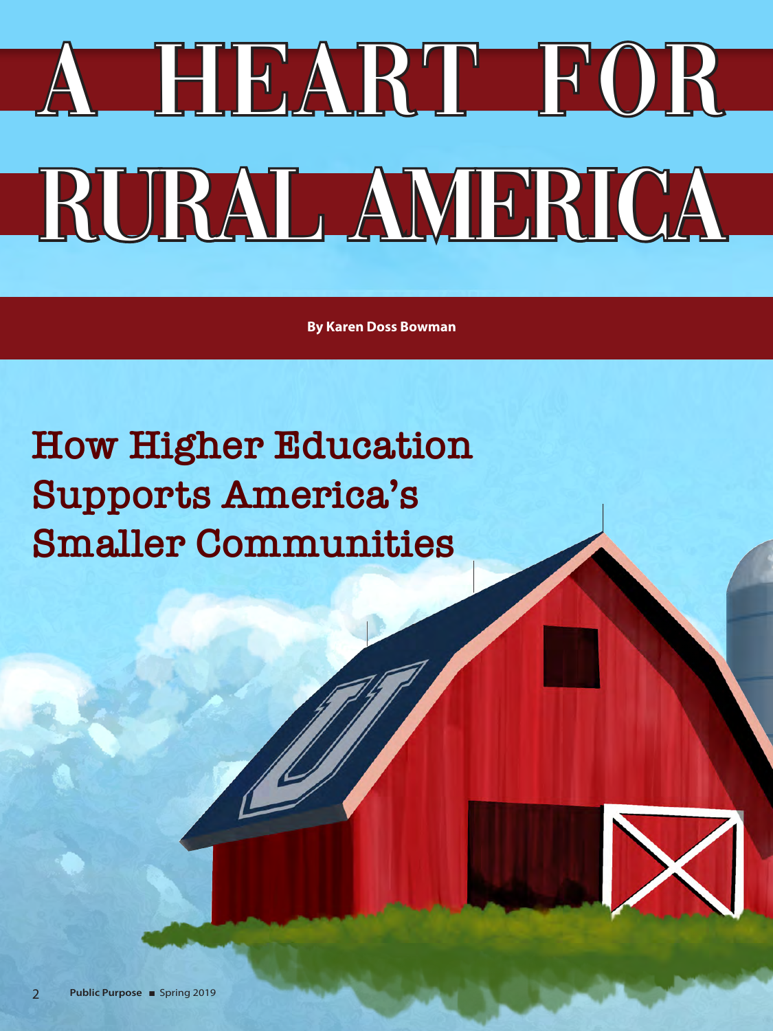# A HEART FOR RURAL AMERICA

**By Karen Doss Bowman**

## How Higher Education Supports America's Smaller Communities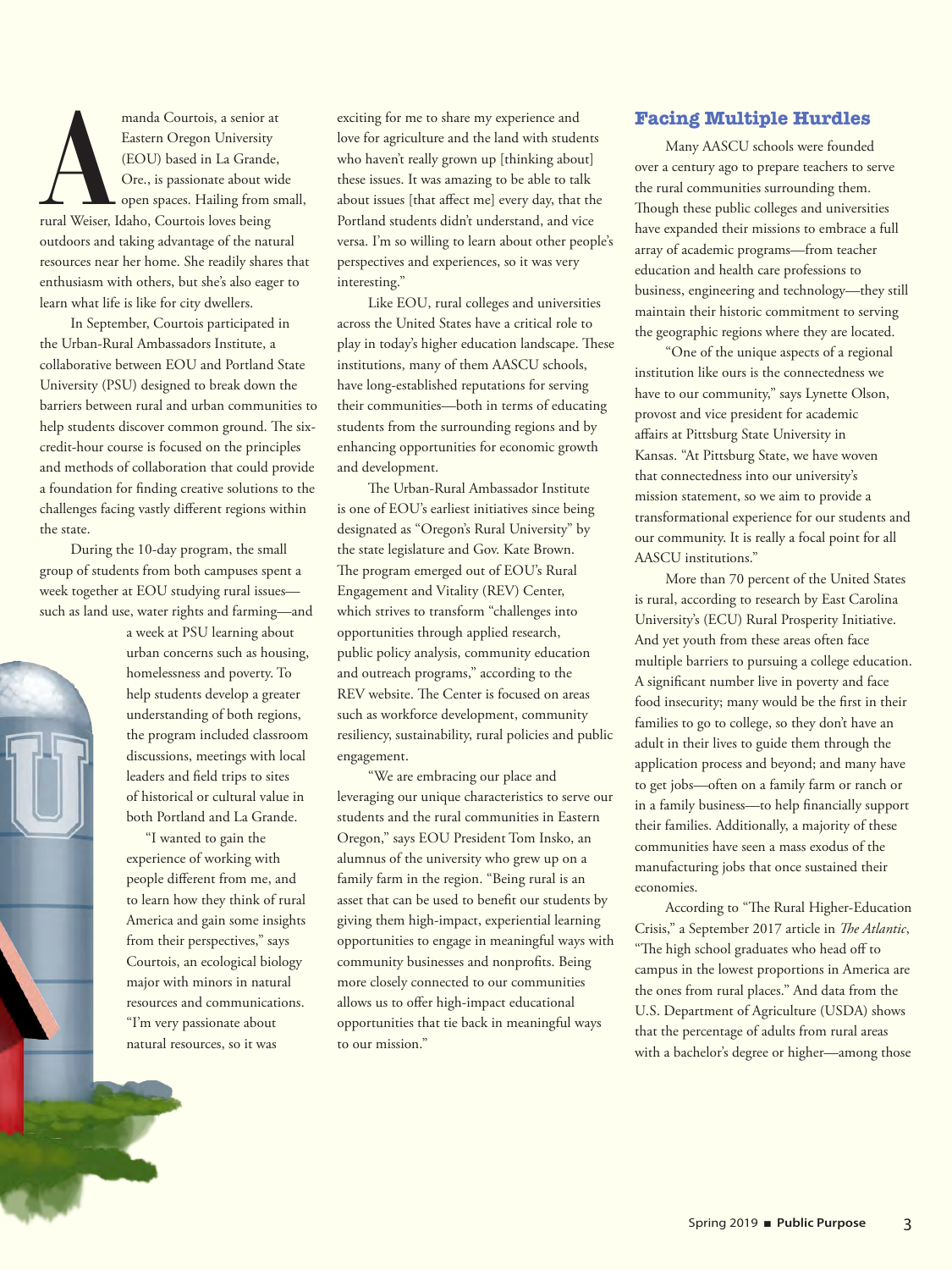Amanda Courtois, a senior at Eastern Oregon University (EOU) based in La Grande, Ore., is passionate about wide open spaces. Hailing from small, rural Weiser, Idaho, Courtois loves being outdoors and taking advantage of the natural resources near her home. She readily shares that enthusiasm with others, but she's also eager to learn what life is like for city dwellers.

In September, Courtois participated in the Urban-Rural Ambassadors Institute, a collaborative between EOU and Portland State University (PSU) designed to break down the barriers between rural and urban communities to help students discover common ground. The six-credit-hour course is focused on the principles and methods of collaboration that could provide a foundation for finding creative solutions to the challenges facing vastly different regions within the state.

During the 10-day program, the small group of students from both campuses spent a week together at EOU studying rural issues—such as land use, water rights and farming—and a week at PSU learning about urban concerns such as housing, homelessness and poverty. To help students develop a greater understanding of both regions, the program included classroom discussions, meetings with local leaders and field trips to sites of historical or cultural value in both Portland and La Grande.

"I wanted to gain the experience of working with people different from me, and to learn how they think of rural America and gain some insights from their perspectives," says Courtois, an ecological biology major with minors in natural resources and communications. "I'm very passionate about natural resources, so it was exciting for me to share my experience and love for agriculture and the land with students who haven't really grown up [thinking about] these issues. It was amazing to be able to talk about issues [that affect me] every day, that the Portland students didn't understand, and vice versa. I'm so willing to learn about other people's perspectives and experiences, so it was very interesting."

Like EOU, rural colleges and universities across the United States have a critical role to play in today's higher education landscape. These institutions, many of them AASCU schools, have long-established reputations for serving their communities—both in terms of educating students from the surrounding regions and by enhancing opportunities for economic growth and development.

The Urban-Rural Ambassador Institute is one of EOU's earliest initiatives since being designated as "Oregon's Rural University" by the state legislature and Gov. Kate Brown. The program emerged out of EOU's Rural Engagement and Vitality (REV) Center, which strives to transform "challenges into opportunities through applied research, public policy analysis, community education and outreach programs," according to the REV website. The Center is focused on areas such as workforce development, community resiliency, sustainability, rural policies and public engagement.

"We are embracing our place and leveraging our unique characteristics to serve our students and the rural communities in Eastern Oregon," says EOU President Tom Insko, an alumnus of the university who grew up on a family farm in the region. "Being rural is an asset that can be used to benefit our students by giving them high-impact, experiential learning opportunities to engage in meaningful ways with community businesses and nonprofits. Being more closely connected to our communities allows us to offer high-impact educational opportunities that tie back in meaningful ways to our mission."

## Facing Multiple Hurdles

Many AASCU schools were founded over a century ago to prepare teachers to serve the rural communities surrounding them. Though these public colleges and universities have expanded their missions to embrace a full array of academic programs—from teacher education and health care professions to business, engineering and technology—they still maintain their historic commitment to serving the geographic regions where they are located.

"One of the unique aspects of a regional institution like ours is the connectedness we have to our community," says Lynette Olson, provost and vice president for academic affairs at Pittsburg State University in Kansas. "At Pittsburg State, we have woven that connectedness into our university's mission statement, so we aim to provide a transformational experience for our students and our community. It is really a focal point for all AASCU institutions."

More than 70 percent of the United States is rural, according to research by East Carolina University's (ECU) Rural Prosperity Initiative. And yet youth from these areas often face multiple barriers to pursuing a college education. A significant number live in poverty and face food insecurity; many would be the first in their families to go to college, so they don't have an adult in their lives to guide them through the application process and beyond; and many have to get jobs—often on a family farm or ranch or in a family business—to help financially support their families. Additionally, a majority of these communities have seen a mass exodus of the manufacturing jobs that once sustained their economies.

According to "The Rural Higher-Education Crisis," a September 2017 article in *The Atlantic*, "The high school graduates who head off to campus in the lowest proportions in America are the ones from rural places." And data from the U.S. Department of Agriculture (USDA) shows that the percentage of adults from rural areas with a bachelor's degree or higher—among those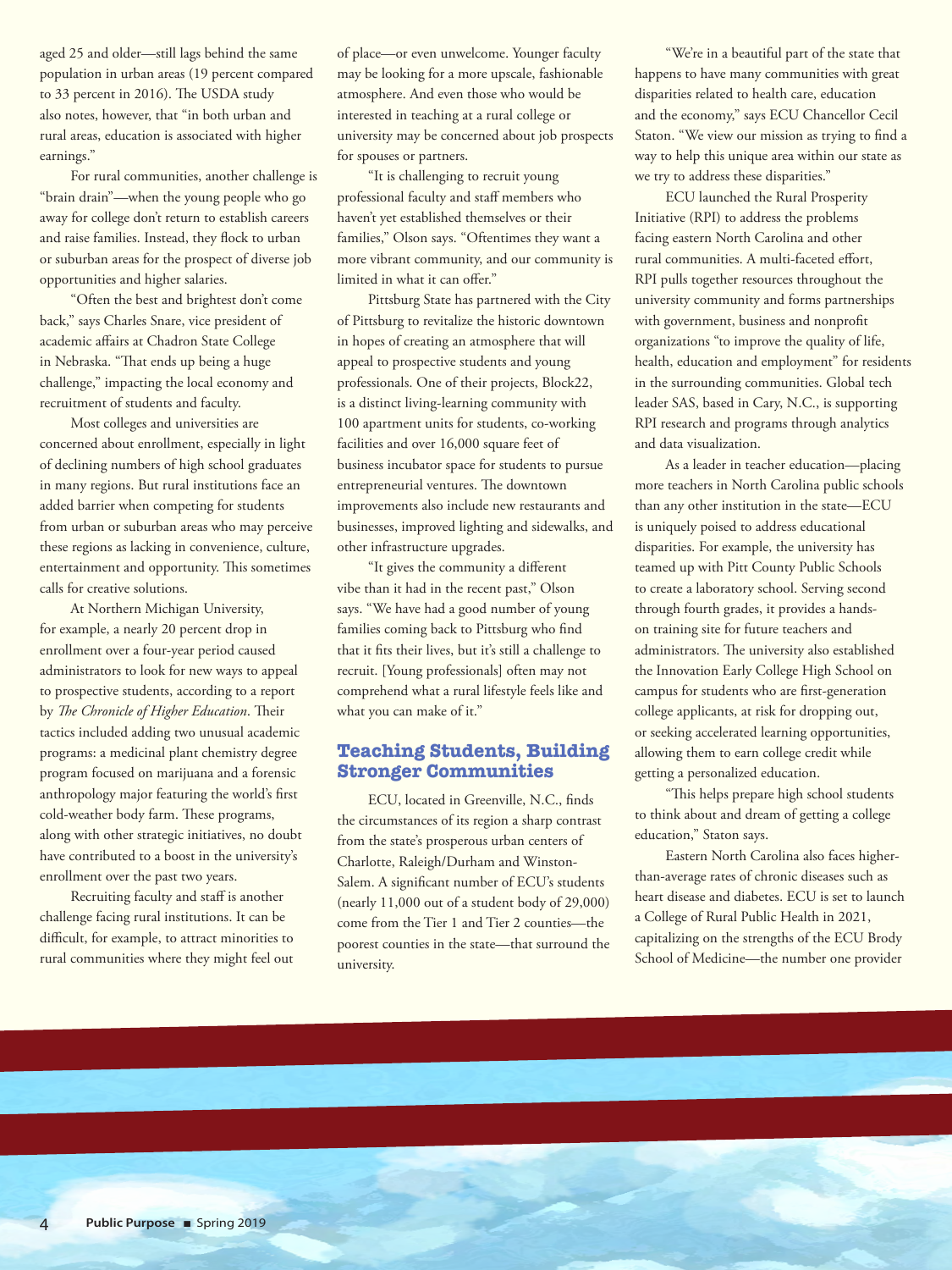aged 25 and older—still lags behind the same population in urban areas (19 percent compared to 33 percent in 2016). The USDA study also notes, however, that "in both urban and rural areas, education is associated with higher earnings."

For rural communities, another challenge is "brain drain"—when the young people who go away for college don't return to establish careers and raise families. Instead, they flock to urban or suburban areas for the prospect of diverse job opportunities and higher salaries.

"Often the best and brightest don't come back," says Charles Snare, vice president of academic affairs at Chadron State College in Nebraska. "That ends up being a huge challenge," impacting the local economy and recruitment of students and faculty.

Most colleges and universities are concerned about enrollment, especially in light of declining numbers of high school graduates in many regions. But rural institutions face an added barrier when competing for students from urban or suburban areas who may perceive these regions as lacking in convenience, culture, entertainment and opportunity. This sometimes calls for creative solutions.

At Northern Michigan University, for example, a nearly 20 percent drop in enrollment over a four-year period caused administrators to look for new ways to appeal to prospective students, according to a report by *The Chronicle of Higher Education*. Their tactics included adding two unusual academic programs: a medicinal plant chemistry degree program focused on marijuana and a forensic anthropology major featuring the world's first cold-weather body farm. These programs, along with other strategic initiatives, no doubt have contributed to a boost in the university's enrollment over the past two years.

Recruiting faculty and staff is another challenge facing rural institutions. It can be difficult, for example, to attract minorities to rural communities where they might feel out of place—or even unwelcome. Younger faculty may be looking for a more upscale, fashionable atmosphere. And even those who would be interested in teaching at a rural college or university may be concerned about job prospects for spouses or partners.

"It is challenging to recruit young professional faculty and staff members who haven't yet established themselves or their families," Olson says. "Oftentimes they want a more vibrant community, and our community is limited in what it can offer."

Pittsburg State has partnered with the City of Pittsburg to revitalize the historic downtown in hopes of creating an atmosphere that will appeal to prospective students and young professionals. One of their projects, Block22, is a distinct living-learning community with 100 apartment units for students, co-working facilities and over 16,000 square feet of business incubator space for students to pursue entrepreneurial ventures. The downtown improvements also include new restaurants and businesses, improved lighting and sidewalks, and other infrastructure upgrades.

"It gives the community a different vibe than it had in the recent past," Olson says. "We have had a good number of young families coming back to Pittsburg who find that it fits their lives, but it's still a challenge to recruit. [Young professionals] often may not comprehend what a rural lifestyle feels like and what you can make of it."

## Teaching Students, Building Stronger Communities

ECU, located in Greenville, N.C., finds the circumstances of its region a sharp contrast from the state's prosperous urban centers of Charlotte, Raleigh/Durham and Winston-Salem. A significant number of ECU's students (nearly 11,000 out of a student body of 29,000) come from the Tier 1 and Tier 2 counties—the poorest counties in the state—that surround the university.

"We're in a beautiful part of the state that happens to have many communities with great disparities related to health care, education and the economy," says ECU Chancellor Cecil Staton. "We view our mission as trying to find a way to help this unique area within our state as we try to address these disparities."

ECU launched the Rural Prosperity Initiative (RPI) to address the problems facing eastern North Carolina and other rural communities. A multi-faceted effort, RPI pulls together resources throughout the university community and forms partnerships with government, business and nonprofit organizations "to improve the quality of life, health, education and employment" for residents in the surrounding communities. Global tech leader SAS, based in Cary, N.C., is supporting RPI research and programs through analytics and data visualization.

As a leader in teacher education—placing more teachers in North Carolina public schools than any other institution in the state—ECU is uniquely poised to address educational disparities. For example, the university has teamed up with Pitt County Public Schools to create a laboratory school. Serving second through fourth grades, it provides a hands-on training site for future teachers and administrators. The university also established the Innovation Early College High School on campus for students who are first-generation college applicants, at risk for dropping out, or seeking accelerated learning opportunities, allowing them to earn college credit while getting a personalized education.

"This helps prepare high school students to think about and dream of getting a college education," Staton says.

Eastern North Carolina also faces higher-than-average rates of chronic diseases such as heart disease and diabetes. ECU is set to launch a College of Rural Public Health in 2021, capitalizing on the strengths of the ECU Brody School of Medicine—the number one provider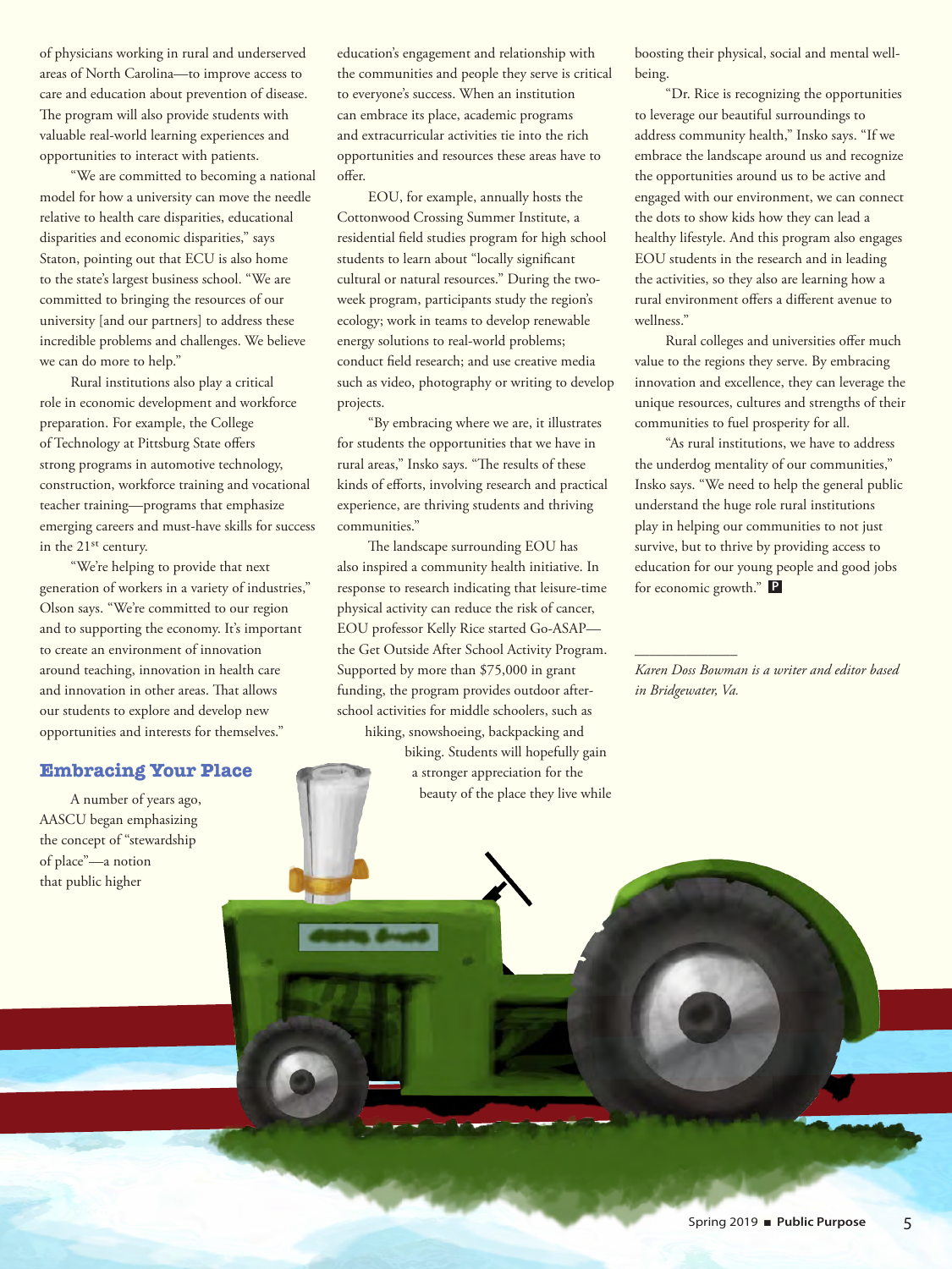of physicians working in rural and underserved areas of North Carolina—to improve access to care and education about prevention of disease. The program will also provide students with valuable real-world learning experiences and opportunities to interact with patients.

"We are committed to becoming a national model for how a university can move the needle relative to health care disparities, educational disparities and economic disparities," says Staton, pointing out that ECU is also home to the state's largest business school. "We are committed to bringing the resources of our university [and our partners] to address these incredible problems and challenges. We believe we can do more to help."

Rural institutions also play a critical role in economic development and workforce preparation. For example, the College of Technology at Pittsburg State offers strong programs in automotive technology, construction, workforce training and vocational teacher training—programs that emphasize emerging careers and must-have skills for success in the 21st century.

"We're helping to provide that next generation of workers in a variety of industries," Olson says. "We're committed to our region and to supporting the economy. It's important to create an environment of innovation around teaching, innovation in health care and innovation in other areas. That allows our students to explore and develop new opportunities and interests for themselves."

## Embracing Your Place

A number of years ago, AASCU began emphasizing the concept of "stewardship of place"—a notion that public higher education's engagement and relationship with the communities and people they serve is critical to everyone's success. When an institution can embrace its place, academic programs and extracurricular activities tie into the rich opportunities and resources these areas have to offer.

EOU, for example, annually hosts the Cottonwood Crossing Summer Institute, a residential field studies program for high school students to learn about "locally significant cultural or natural resources." During the two-week program, participants study the region's ecology; work in teams to develop renewable energy solutions to real-world problems; conduct field research; and use creative media such as video, photography or writing to develop projects.

"By embracing where we are, it illustrates for students the opportunities that we have in rural areas," Insko says. "The results of these kinds of efforts, involving research and practical experience, are thriving students and thriving communities."

The landscape surrounding EOU has also inspired a community health initiative. In response to research indicating that leisure-time physical activity can reduce the risk of cancer, EOU professor Kelly Rice started Go-ASAP—the Get Outside After School Activity Program. Supported by more than $75,000 in grant funding, the program provides outdoor after-school activities for middle schoolers, such as hiking, snowshoeing, backpacking and biking. Students will hopefully gain a stronger appreciation for the beauty of the place they live while boosting their physical, social and mental well-being.

"Dr. Rice is recognizing the opportunities to leverage our beautiful surroundings to address community health," Insko says. "If we embrace the landscape around us and recognize the opportunities around us to be active and engaged with our environment, we can connect the dots to show kids how they can lead a healthy lifestyle. And this program also engages EOU students in the research and in leading the activities, so they also are learning how a rural environment offers a different avenue to wellness."

Rural colleges and universities offer much value to the regions they serve. By embracing innovation and excellence, they can leverage the unique resources, cultures and strengths of their communities to fuel prosperity for all.

"As rural institutions, we have to address the underdog mentality of our communities," Insko says. "We need to help the general public understand the huge role rural institutions play in helping our communities to not just survive, but to thrive by providing access to education for our young people and good jobs for economic growth."

---

*Karen Doss Bowman is a writer and editor based in Bridgewater, Va.*